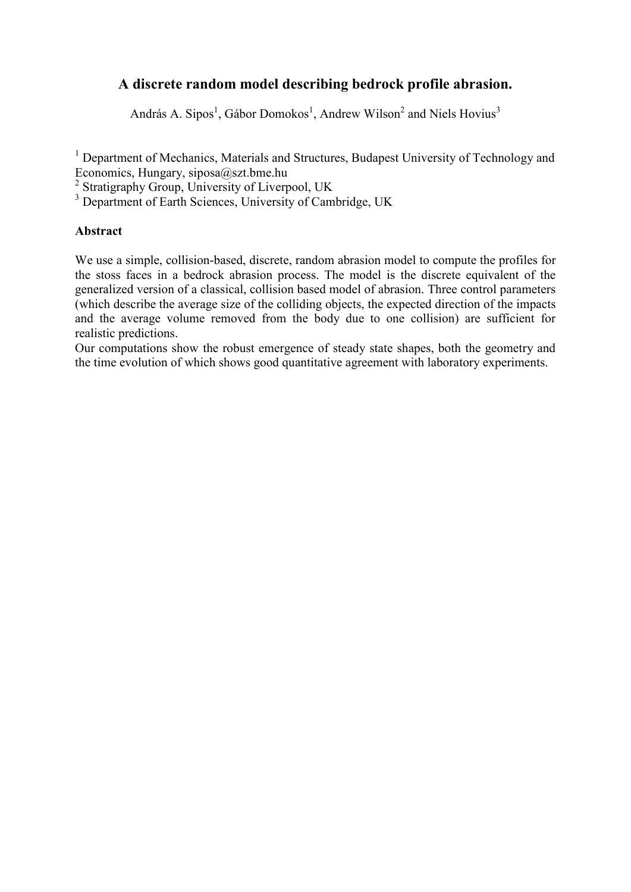# A discrete random model describing bedrock profile abrasion.

András A. Sipos[1], Gábor Domokos[1], Andrew Wilson[2] and Niels Hovius[3]

[1] Department of Mechanics, Materials and Structures, Budapest University of Technology and Economics, Hungary, siposa@szt.bme.hu
[2] Stratigraphy Group, University of Liverpool, UK
[3] Department of Earth Sciences, University of Cambridge, UK

**Abstract**

We use a simple, collision-based, discrete, random abrasion model to compute the profiles for the stoss faces in a bedrock abrasion process. The model is the discrete equivalent of the generalized version of a classical, collision based model of abrasion. Three control parameters (which describe the average size of the colliding objects, the expected direction of the impacts and the average volume removed from the body due to one collision) are sufficient for realistic predictions.
Our computations show the robust emergence of steady state shapes, both the geometry and the time evolution of which shows good quantitative agreement with laboratory experiments.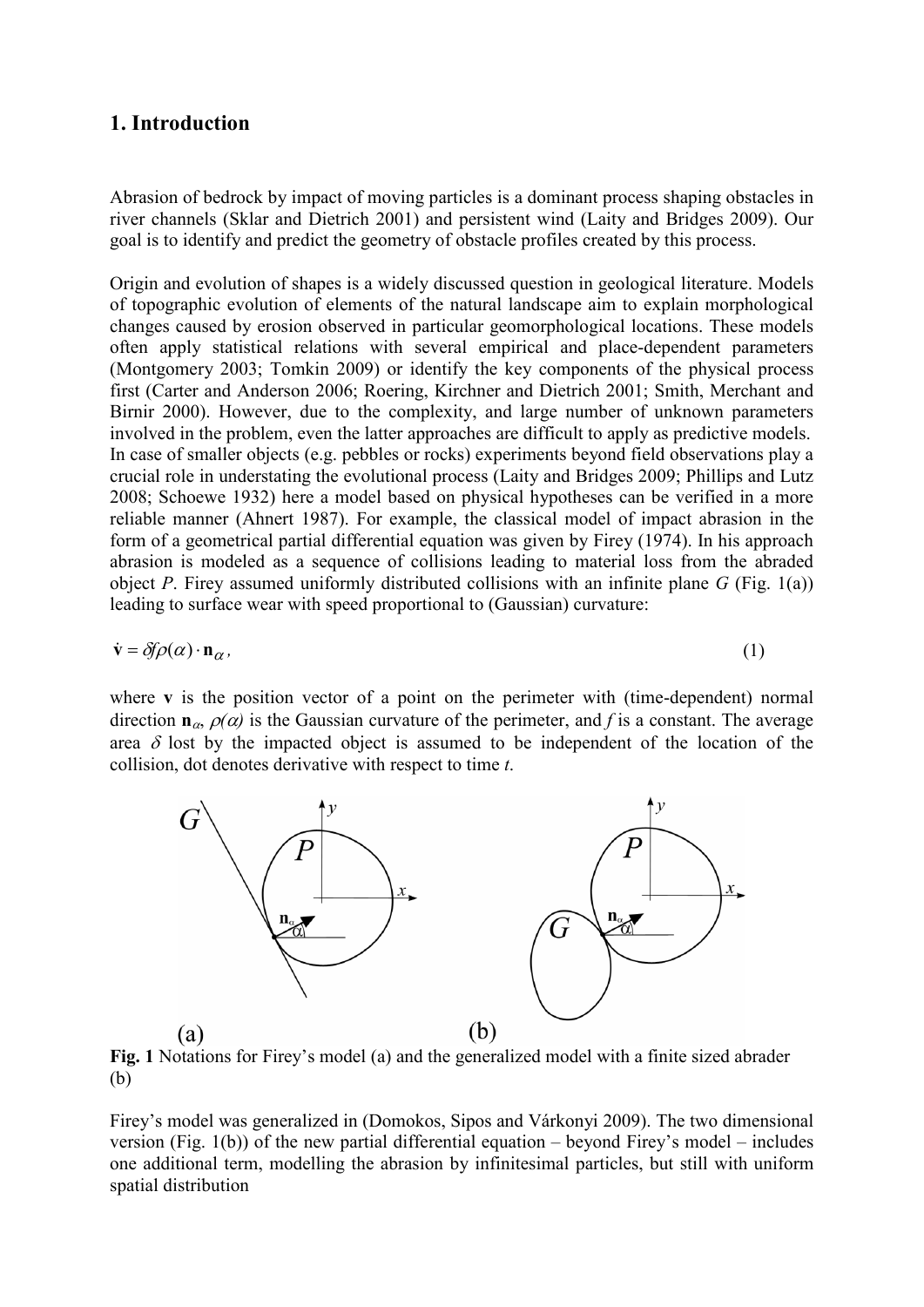## 1. Introduction

Abrasion of bedrock by impact of moving particles is a dominant process shaping obstacles in river channels (Sklar and Dietrich 2001) and persistent wind (Laity and Bridges 2009). Our goal is to identify and predict the geometry of obstacle profiles created by this process.

Origin and evolution of shapes is a widely discussed question in geological literature. Models of topographic evolution of elements of the natural landscape aim to explain morphological changes caused by erosion observed in particular geomorphological locations. These models often apply statistical relations with several empirical and place-dependent parameters (Montgomery 2003; Tomkin 2009) or identify the key components of the physical process first (Carter and Anderson 2006; Roering, Kirchner and Dietrich 2001; Smith, Merchant and Birnir 2000). However, due to the complexity, and large number of unknown parameters involved in the problem, even the latter approaches are difficult to apply as predictive models. In case of smaller objects (e.g. pebbles or rocks) experiments beyond field observations play a crucial role in understating the evolutional process (Laity and Bridges 2009; Phillips and Lutz 2008; Schoewe 1932) here a model based on physical hypotheses can be verified in a more reliable manner (Ahnert 1987). For example, the classical model of impact abrasion in the form of a geometrical partial differential equation was given by Firey (1974). In his approach abrasion is modeled as a sequence of collisions leading to material loss from the abraded object *P*. Firey assumed uniformly distributed collisions with an infinite plane *G* (Fig. 1(a)) leading to surface wear with speed proportional to (Gaussian) curvature:

$$\dot{\mathbf{v}} = \delta f \rho(\alpha) \cdot \mathbf{n}_{\alpha}, \tag{1}$$

where $\mathbf{v}$ is the position vector of a point on the perimeter with (time-dependent) normal direction $\mathbf{n}_{\alpha}$, $\rho(\alpha)$ is the Gaussian curvature of the perimeter, and $f$ is a constant. The average area $\delta$ lost by the impacted object is assumed to be independent of the location of the collision, dot denotes derivative with respect to time $t$.

**Fig. 1** Notations for Firey's model (a) and the generalized model with a finite sized abrader (b)

Firey's model was generalized in (Domokos, Sipos and Várkonyi 2009). The two dimensional version (Fig. 1(b)) of the new partial differential equation – beyond Firey's model – includes one additional term, modelling the abrasion by infinitesimal particles, but still with uniform spatial distribution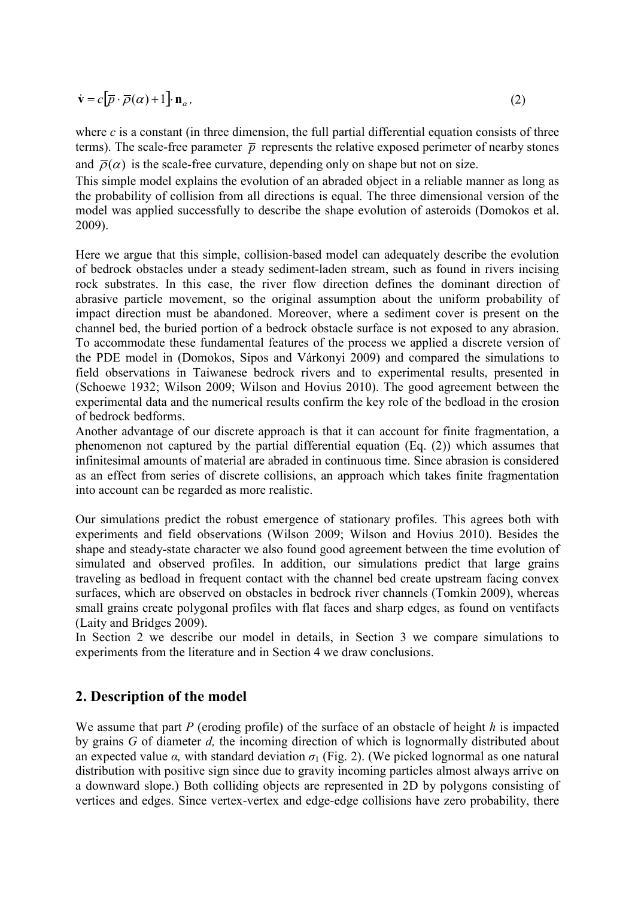$$\dot{\mathbf{v}} = c\left[\overline{p} \cdot \overline{\rho}(\alpha) + 1\right] \cdot \mathbf{n}_{\alpha}, \tag{2}$$

where $c$ is a constant (in three dimension, the full partial differential equation consists of three terms). The scale-free parameter $\overline{p}$ represents the relative exposed perimeter of nearby stones and $\overline{\rho}(\alpha)$ is the scale-free curvature, depending only on shape but not on size.

This simple model explains the evolution of an abraded object in a reliable manner as long as the probability of collision from all directions is equal. The three dimensional version of the model was applied successfully to describe the shape evolution of asteroids (Domokos et al. 2009).

Here we argue that this simple, collision-based model can adequately describe the evolution of bedrock obstacles under a steady sediment-laden stream, such as found in rivers incising rock substrates. In this case, the river flow direction defines the dominant direction of abrasive particle movement, so the original assumption about the uniform probability of impact direction must be abandoned. Moreover, where a sediment cover is present on the channel bed, the buried portion of a bedrock obstacle surface is not exposed to any abrasion. To accommodate these fundamental features of the process we applied a discrete version of the PDE model in (Domokos, Sipos and Várkonyi 2009) and compared the simulations to field observations in Taiwanese bedrock rivers and to experimental results, presented in (Schoewe 1932; Wilson 2009; Wilson and Hovius 2010). The good agreement between the experimental data and the numerical results confirm the key role of the bedload in the erosion of bedrock bedforms.

Another advantage of our discrete approach is that it can account for finite fragmentation, a phenomenon not captured by the partial differential equation (Eq. (2)) which assumes that infinitesimal amounts of material are abraded in continuous time. Since abrasion is considered as an effect from series of discrete collisions, an approach which takes finite fragmentation into account can be regarded as more realistic.

Our simulations predict the robust emergence of stationary profiles. This agrees both with experiments and field observations (Wilson 2009; Wilson and Hovius 2010). Besides the shape and steady-state character we also found good agreement between the time evolution of simulated and observed profiles. In addition, our simulations predict that large grains traveling as bedload in frequent contact with the channel bed create upstream facing convex surfaces, which are observed on obstacles in bedrock river channels (Tomkin 2009), whereas small grains create polygonal profiles with flat faces and sharp edges, as found on ventifacts (Laity and Bridges 2009).

In Section 2 we describe our model in details, in Section 3 we compare simulations to experiments from the literature and in Section 4 we draw conclusions.

## 2. Description of the model

We assume that part $P$ (eroding profile) of the surface of an obstacle of height $h$ is impacted by grains $G$ of diameter $d$, the incoming direction of which is lognormally distributed about an expected value $\alpha$, with standard deviation $\sigma_1$ (Fig. 2). (We picked lognormal as one natural distribution with positive sign since due to gravity incoming particles almost always arrive on a downward slope.) Both colliding objects are represented in 2D by polygons consisting of vertices and edges. Since vertex-vertex and edge-edge collisions have zero probability, there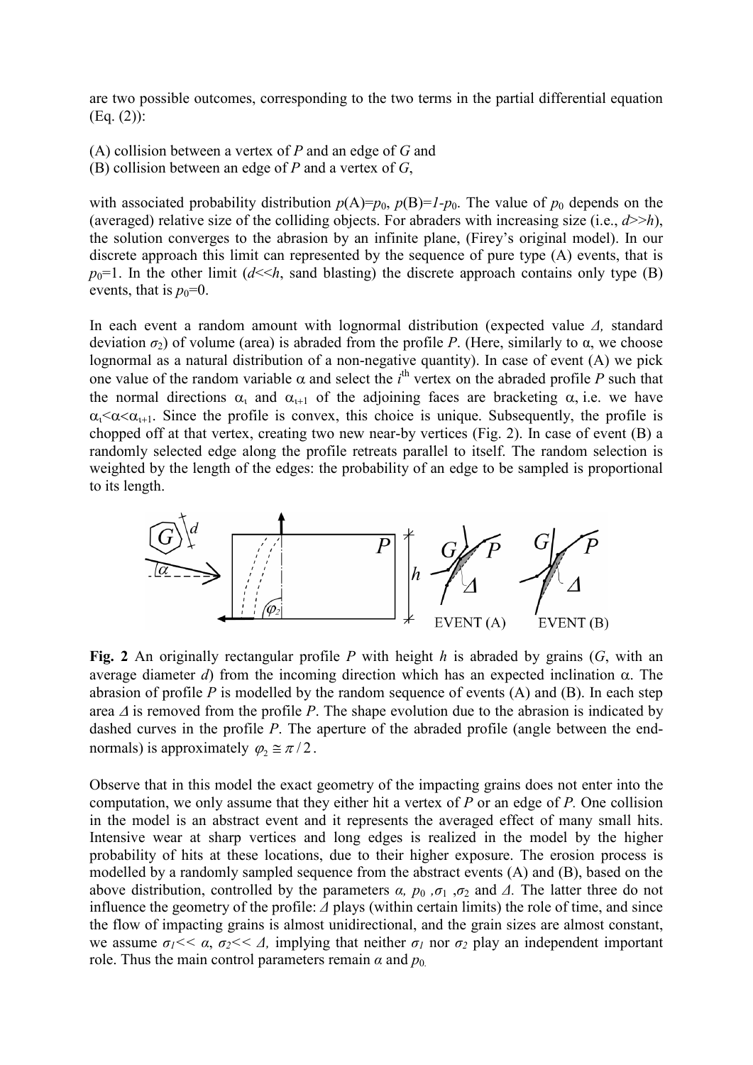are two possible outcomes, corresponding to the two terms in the partial differential equation (Eq. (2)):

(A) collision between a vertex of *P* and an edge of *G* and
(B) collision between an edge of *P* and a vertex of *G*,

with associated probability distribution $p(A)=p_0$, $p(B)=1-p_0$. The value of $p_0$ depends on the (averaged) relative size of the colliding objects. For abraders with increasing size (i.e., $d>>h$), the solution converges to the abrasion by an infinite plane, (Firey's original model). In our discrete approach this limit can represented by the sequence of pure type (A) events, that is $p_0=1$. In the other limit ($d<<h$, sand blasting) the discrete approach contains only type (B) events, that is $p_0=0$.

In each event a random amount with lognormal distribution (expected value $\Delta$, standard deviation $\sigma_2$) of volume (area) is abraded from the profile *P*. (Here, similarly to $\alpha$, we choose lognormal as a natural distribution of a non-negative quantity). In case of event (A) we pick one value of the random variable $\alpha$ and select the $i^{\text{th}}$ vertex on the abraded profile *P* such that the normal directions $\alpha_i$ and $\alpha_{i+1}$ of the adjoining faces are bracketing $\alpha$, i.e. we have $\alpha_i<\alpha<\alpha_{i+1}$. Since the profile is convex, this choice is unique. Subsequently, the profile is chopped off at that vertex, creating two new near-by vertices (Fig. 2). In case of event (B) a randomly selected edge along the profile retreats parallel to itself. The random selection is weighted by the length of the edges: the probability of an edge to be sampled is proportional to its length.

**Fig. 2** An originally rectangular profile *P* with height *h* is abraded by grains (*G*, with an average diameter *d*) from the incoming direction which has an expected inclination $\alpha$. The abrasion of profile *P* is modelled by the random sequence of events (A) and (B). In each step area $\Delta$ is removed from the profile *P*. The shape evolution due to the abrasion is indicated by dashed curves in the profile *P*. The aperture of the abraded profile (angle between the end-normals) is approximately $\varphi_2 \cong \pi/2$.

Observe that in this model the exact geometry of the impacting grains does not enter into the computation, we only assume that they either hit a vertex of *P* or an edge of *P*. One collision in the model is an abstract event and it represents the averaged effect of many small hits. Intensive wear at sharp vertices and long edges is realized in the model by the higher probability of hits at these locations, due to their higher exposure. The erosion process is modelled by a randomly sampled sequence from the abstract events (A) and (B), based on the above distribution, controlled by the parameters $\alpha$, $p_0$, $\sigma_1$, $\sigma_2$ and $\Delta$. The latter three do not influence the geometry of the profile: $\Delta$ plays (within certain limits) the role of time, and since the flow of impacting grains is almost unidirectional, and the grain sizes are almost constant, we assume $\sigma_1<<\alpha$, $\sigma_2<<\Delta$, implying that neither $\sigma_1$ nor $\sigma_2$ play an independent important role. Thus the main control parameters remain $\alpha$ and $p_0$.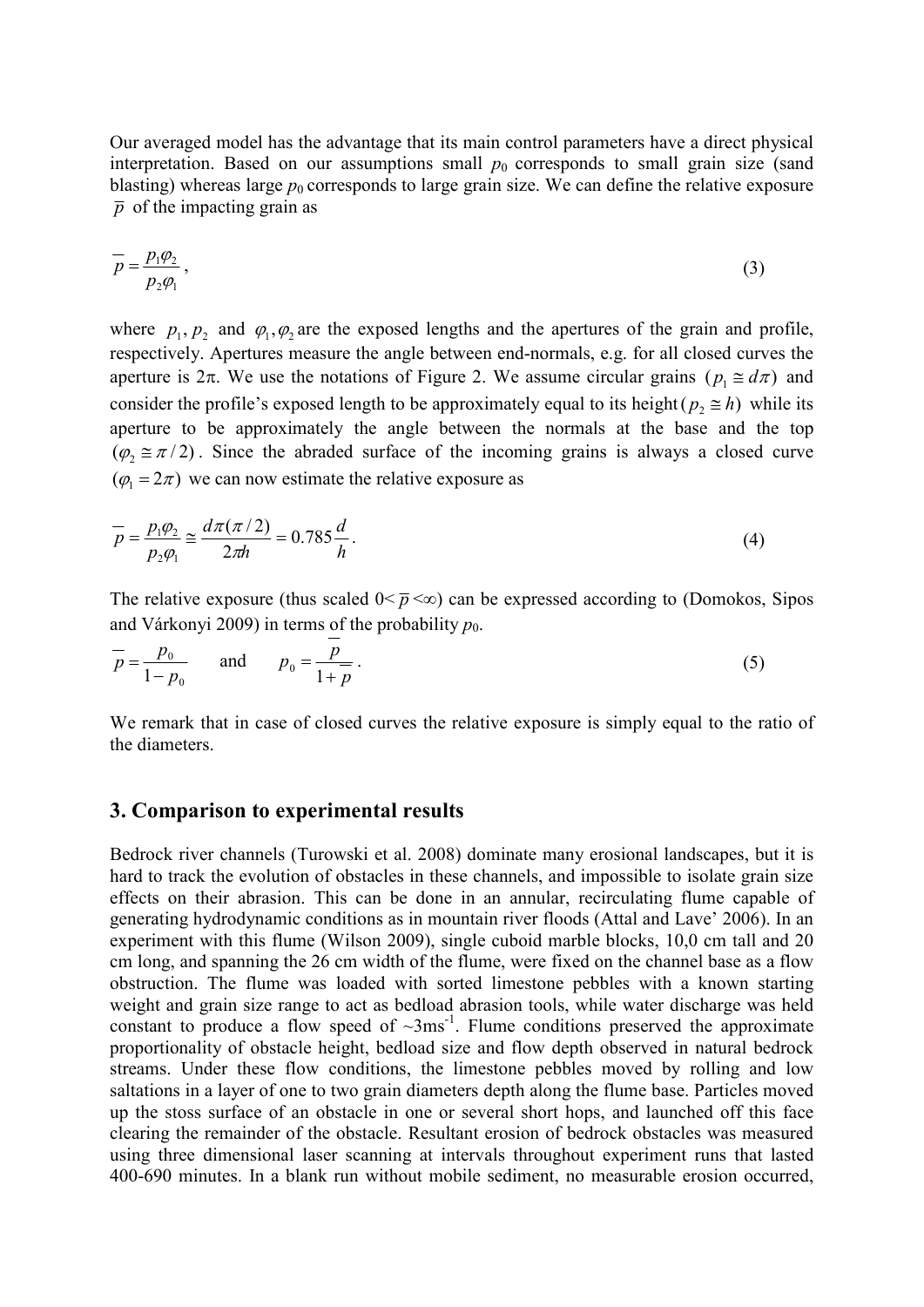Our averaged model has the advantage that its main control parameters have a direct physical interpretation. Based on our assumptions small $p_0$ corresponds to small grain size (sand blasting) whereas large $p_0$ corresponds to large grain size. We can define the relative exposure $\bar{p}$ of the impacting grain as

$$\bar{p} = \frac{p_1 \varphi_2}{p_2 \varphi_1}, \tag{3}$$

where $p_1, p_2$ and $\varphi_1, \varphi_2$ are the exposed lengths and the apertures of the grain and profile, respectively. Apertures measure the angle between end-normals, e.g. for all closed curves the aperture is $2\pi$. We use the notations of Figure 2. We assume circular grains $(p_1 \cong d\pi)$ and consider the profile's exposed length to be approximately equal to its height $(p_2 \cong h)$ while its aperture to be approximately the angle between the normals at the base and the top $(\varphi_2 \cong \pi/2)$. Since the abraded surface of the incoming grains is always a closed curve $(\varphi_1 = 2\pi)$ we can now estimate the relative exposure as

$$\bar{p} = \frac{p_1 \varphi_2}{p_2 \varphi_1} \cong \frac{d\pi(\pi/2)}{2\pi h} = 0.785\frac{d}{h}. \tag{4}$$

The relative exposure (thus scaled $0 < \bar{p} < \infty$) can be expressed according to (Domokos, Sipos and Várkonyi 2009) in terms of the probability $p_0$.

$$\bar{p} = \frac{p_0}{1 - p_0} \quad \text{and} \quad p_0 = \frac{\bar{p}}{1 + \bar{p}}. \tag{5}$$

We remark that in case of closed curves the relative exposure is simply equal to the ratio of the diameters.

## 3. Comparison to experimental results

Bedrock river channels (Turowski et al. 2008) dominate many erosional landscapes, but it is hard to track the evolution of obstacles in these channels, and impossible to isolate grain size effects on their abrasion. This can be done in an annular, recirculating flume capable of generating hydrodynamic conditions as in mountain river floods (Attal and Lave' 2006). In an experiment with this flume (Wilson 2009), single cuboid marble blocks, 10,0 cm tall and 20 cm long, and spanning the 26 cm width of the flume, were fixed on the channel base as a flow obstruction. The flume was loaded with sorted limestone pebbles with a known starting weight and grain size range to act as bedload abrasion tools, while water discharge was held constant to produce a flow speed of ~3ms$^{-1}$. Flume conditions preserved the approximate proportionality of obstacle height, bedload size and flow depth observed in natural bedrock streams. Under these flow conditions, the limestone pebbles moved by rolling and low saltations in a layer of one to two grain diameters depth along the flume base. Particles moved up the stoss surface of an obstacle in one or several short hops, and launched off this face clearing the remainder of the obstacle. Resultant erosion of bedrock obstacles was measured using three dimensional laser scanning at intervals throughout experiment runs that lasted 400-690 minutes. In a blank run without mobile sediment, no measurable erosion occurred,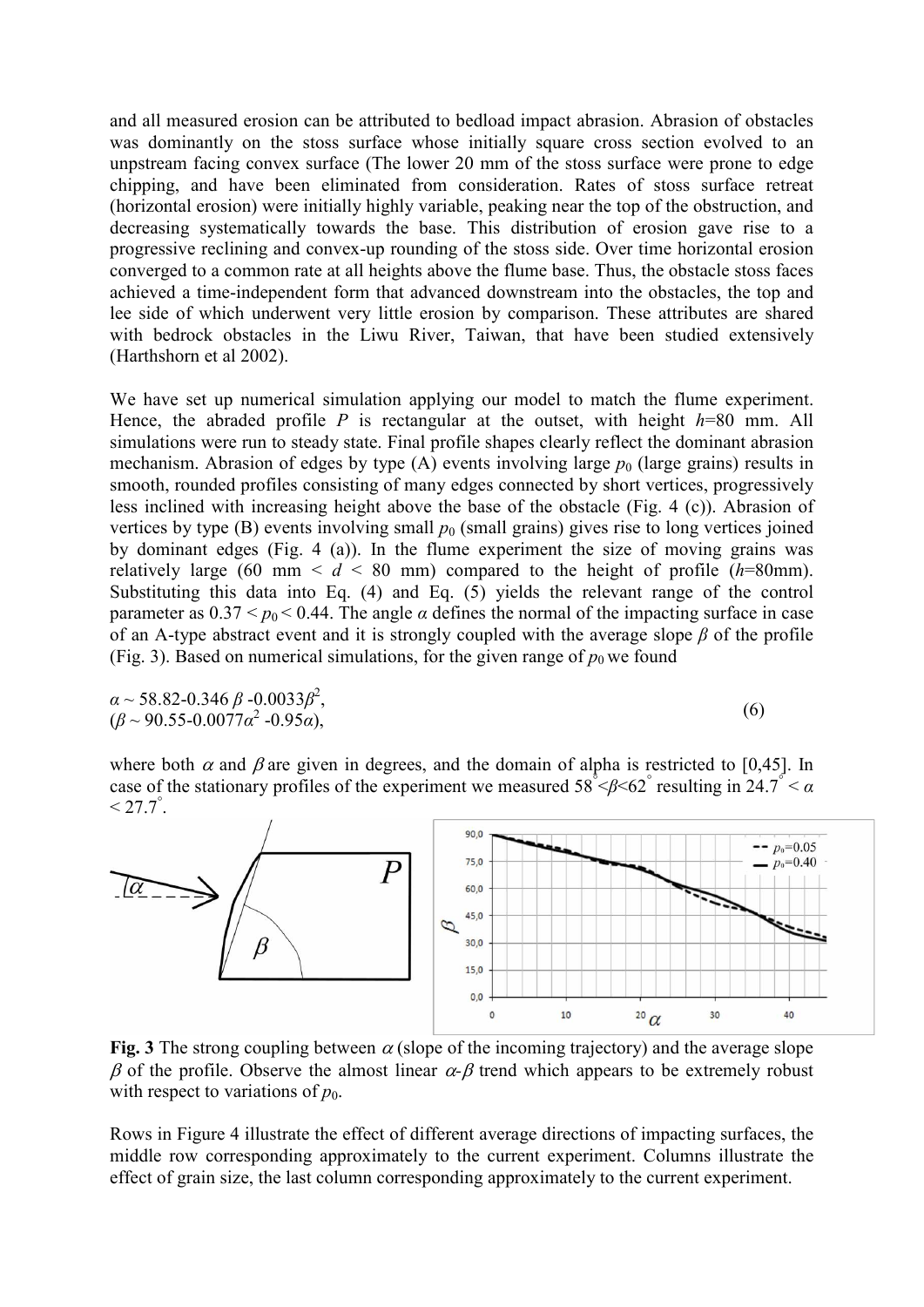and all measured erosion can be attributed to bedload impact abrasion. Abrasion of obstacles was dominantly on the stoss surface whose initially square cross section evolved to an unpstream facing convex surface (The lower 20 mm of the stoss surface were prone to edge chipping, and have been eliminated from consideration. Rates of stoss surface retreat (horizontal erosion) were initially highly variable, peaking near the top of the obstruction, and decreasing systematically towards the base. This distribution of erosion gave rise to a progressive reclining and convex-up rounding of the stoss side. Over time horizontal erosion converged to a common rate at all heights above the flume base. Thus, the obstacle stoss faces achieved a time-independent form that advanced downstream into the obstacles, the top and lee side of which underwent very little erosion by comparison. These attributes are shared with bedrock obstacles in the Liwu River, Taiwan, that have been studied extensively (Harthshorn et al 2002).

We have set up numerical simulation applying our model to match the flume experiment. Hence, the abraded profile $P$ is rectangular at the outset, with height $h$=80 mm. All simulations were run to steady state. Final profile shapes clearly reflect the dominant abrasion mechanism. Abrasion of edges by type (A) events involving large $p_0$ (large grains) results in smooth, rounded profiles consisting of many edges connected by short vertices, progressively less inclined with increasing height above the base of the obstacle (Fig. 4 (c)). Abrasion of vertices by type (B) events involving small $p_0$ (small grains) gives rise to long vertices joined by dominant edges (Fig. 4 (a)). In the flume experiment the size of moving grains was relatively large (60 mm $< d <$ 80 mm) compared to the height of profile ($h$=80mm). Substituting this data into Eq. (4) and Eq. (5) yields the relevant range of the control parameter as $0.37 < p_0 < 0.44$. The angle $\alpha$ defines the normal of the impacting surface in case of an A-type abstract event and it is strongly coupled with the average slope $\beta$ of the profile (Fig. 3). Based on numerical simulations, for the given range of $p_0$ we found

$$\alpha \sim 58.82 - 0.346\,\beta - 0.0033\beta^2, \qquad (\beta \sim 90.55 - 0.0077\alpha^2 - 0.95\alpha), \tag{6}$$

where both $\alpha$ and $\beta$ are given in degrees, and the domain of alpha is restricted to [0,45]. In case of the stationary profiles of the experiment we measured $58^\circ < \beta < 62^\circ$ resulting in $24.7^\circ < \alpha < 27.7^\circ$.

**Fig. 3** The strong coupling between $\alpha$ (slope of the incoming trajectory) and the average slope $\beta$ of the profile. Observe the almost linear $\alpha$-$\beta$ trend which appears to be extremely robust with respect to variations of $p_0$.

Rows in Figure 4 illustrate the effect of different average directions of impacting surfaces, the middle row corresponding approximately to the current experiment. Columns illustrate the effect of grain size, the last column corresponding approximately to the current experiment.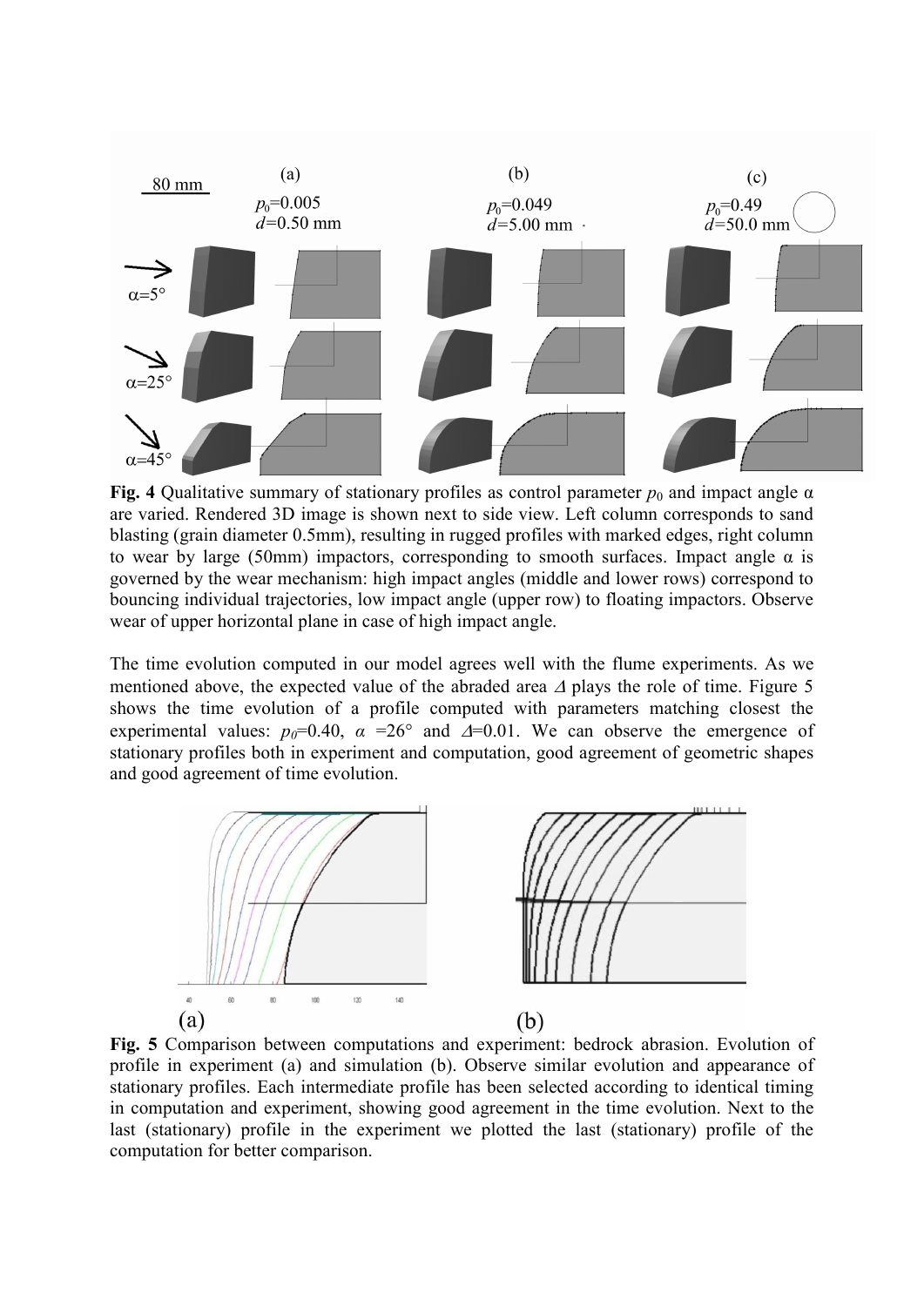**Fig. 4** Qualitative summary of stationary profiles as control parameter $p_0$ and impact angle α are varied. Rendered 3D image is shown next to side view. Left column corresponds to sand blasting (grain diameter 0.5mm), resulting in rugged profiles with marked edges, right column to wear by large (50mm) impactors, corresponding to smooth surfaces. Impact angle α is governed by the wear mechanism: high impact angles (middle and lower rows) correspond to bouncing individual trajectories, low impact angle (upper row) to floating impactors. Observe wear of upper horizontal plane in case of high impact angle.

The time evolution computed in our model agrees well with the flume experiments. As we mentioned above, the expected value of the abraded area $\Delta$ plays the role of time. Figure 5 shows the time evolution of a profile computed with parameters matching closest the experimental values: $p_0$=0.40, $\alpha$ =26° and $\Delta$=0.01. We can observe the emergence of stationary profiles both in experiment and computation, good agreement of geometric shapes and good agreement of time evolution.

**Fig. 5** Comparison between computations and experiment: bedrock abrasion. Evolution of profile in experiment (a) and simulation (b). Observe similar evolution and appearance of stationary profiles. Each intermediate profile has been selected according to identical timing in computation and experiment, showing good agreement in the time evolution. Next to the last (stationary) profile in the experiment we plotted the last (stationary) profile of the computation for better comparison.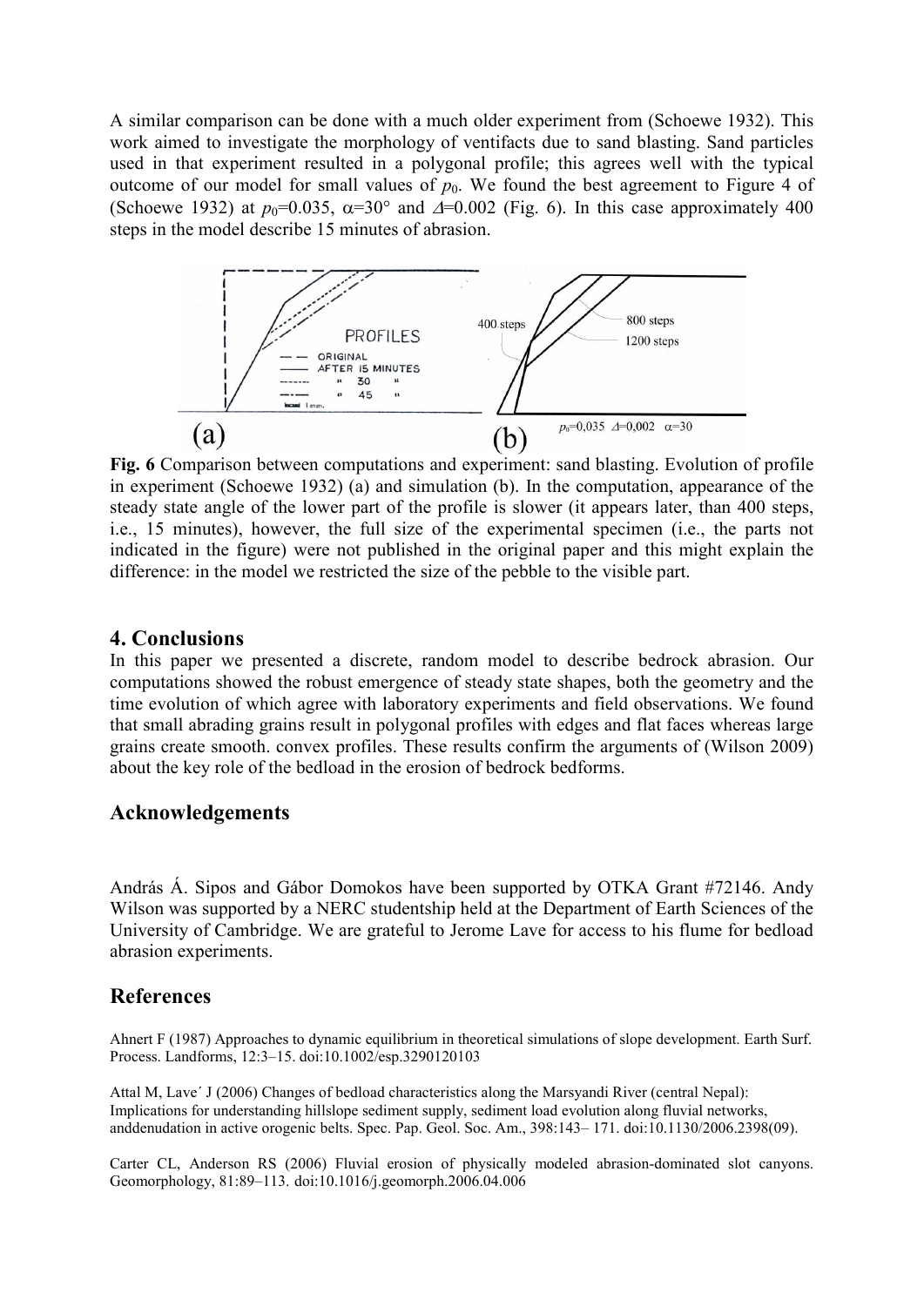A similar comparison can be done with a much older experiment from (Schoewe 1932). This work aimed to investigate the morphology of ventifacts due to sand blasting. Sand particles used in that experiment resulted in a polygonal profile; this agrees well with the typical outcome of our model for small values of $p_0$. We found the best agreement to Figure 4 of (Schoewe 1932) at $p_0$=0.035, $\alpha$=30° and $\Delta$=0.002 (Fig. 6). In this case approximately 400 steps in the model describe 15 minutes of abrasion.

**Fig. 6** Comparison between computations and experiment: sand blasting. Evolution of profile in experiment (Schoewe 1932) (a) and simulation (b). In the computation, appearance of the steady state angle of the lower part of the profile is slower (it appears later, than 400 steps, i.e., 15 minutes), however, the full size of the experimental specimen (i.e., the parts not indicated in the figure) were not published in the original paper and this might explain the difference: in the model we restricted the size of the pebble to the visible part.

## 4. Conclusions

In this paper we presented a discrete, random model to describe bedrock abrasion. Our computations showed the robust emergence of steady state shapes, both the geometry and the time evolution of which agree with laboratory experiments and field observations. We found that small abrading grains result in polygonal profiles with edges and flat faces whereas large grains create smooth. convex profiles. These results confirm the arguments of (Wilson 2009) about the key role of the bedload in the erosion of bedrock bedforms.

## Acknowledgements

András Á. Sipos and Gábor Domokos have been supported by OTKA Grant #72146. Andy Wilson was supported by a NERC studentship held at the Department of Earth Sciences of the University of Cambridge. We are grateful to Jerome Lave for access to his flume for bedload abrasion experiments.

## References

Ahnert F (1987) Approaches to dynamic equilibrium in theoretical simulations of slope development. Earth Surf. Process. Landforms, 12:3–15. doi:10.1002/esp.3290120103

Attal M, Lave´ J (2006) Changes of bedload characteristics along the Marsyandi River (central Nepal): Implications for understanding hillslope sediment supply, sediment load evolution along fluvial networks, anddenudation in active orogenic belts. Spec. Pap. Geol. Soc. Am., 398:143– 171. doi:10.1130/2006.2398(09).

Carter CL, Anderson RS (2006) Fluvial erosion of physically modeled abrasion-dominated slot canyons. Geomorphology, 81:89–113. doi:10.1016/j.geomorph.2006.04.006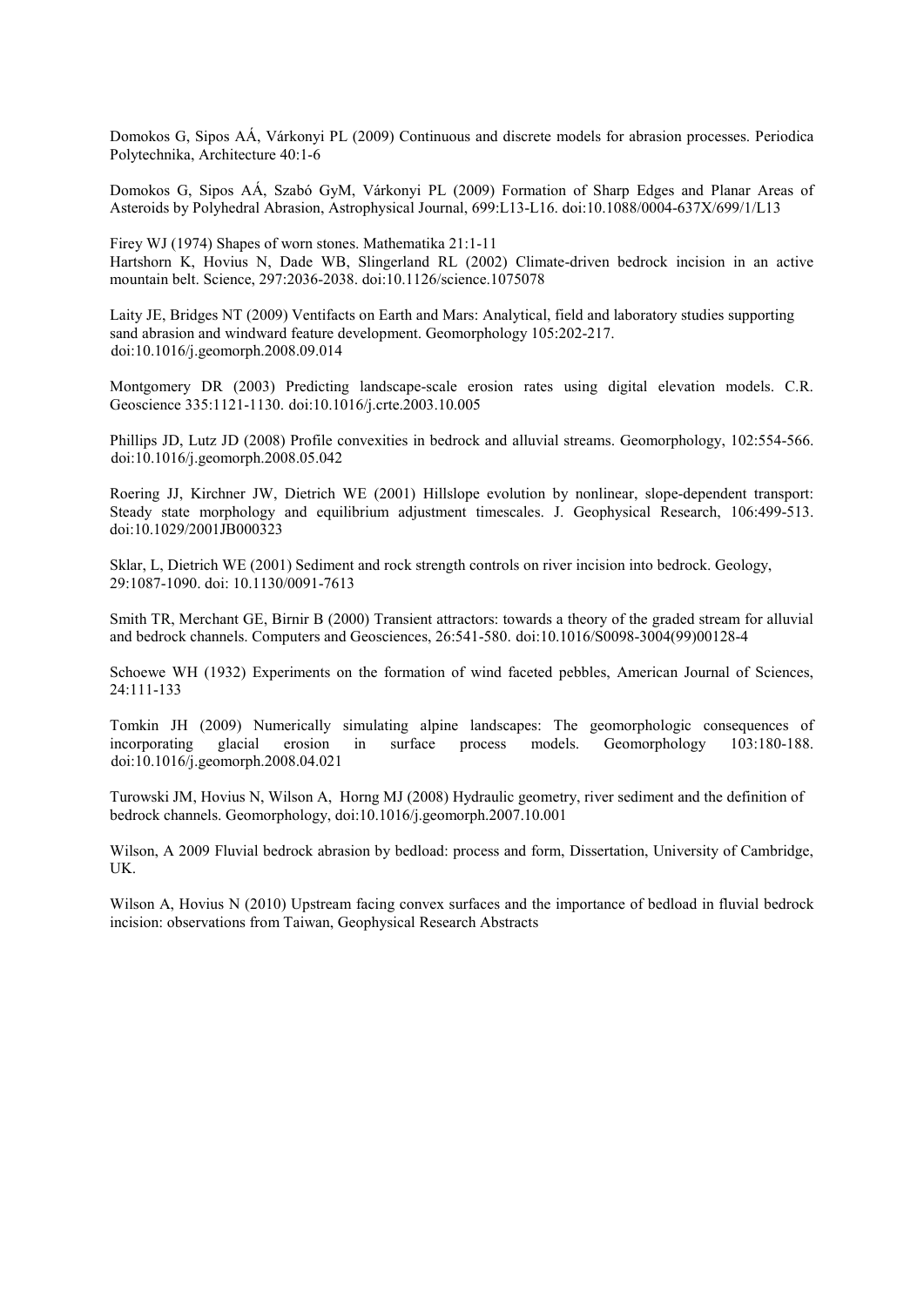Domokos G, Sipos AÁ, Várkonyi PL (2009) Continuous and discrete models for abrasion processes. Periodica Polytechnika, Architecture 40:1-6

Domokos G, Sipos AÁ, Szabó GyM, Várkonyi PL (2009) Formation of Sharp Edges and Planar Areas of Asteroids by Polyhedral Abrasion, Astrophysical Journal, 699:L13-L16. doi:10.1088/0004-637X/699/1/L13

Firey WJ (1974) Shapes of worn stones. Mathematika 21:1-11

Hartshorn K, Hovius N, Dade WB, Slingerland RL (2002) Climate-driven bedrock incision in an active mountain belt. Science, 297:2036-2038. doi:10.1126/science.1075078

Laity JE, Bridges NT (2009) Ventifacts on Earth and Mars: Analytical, field and laboratory studies supporting sand abrasion and windward feature development. Geomorphology 105:202-217. doi:10.1016/j.geomorph.2008.09.014

Montgomery DR (2003) Predicting landscape-scale erosion rates using digital elevation models. C.R. Geoscience 335:1121-1130. doi:10.1016/j.crte.2003.10.005

Phillips JD, Lutz JD (2008) Profile convexities in bedrock and alluvial streams. Geomorphology, 102:554-566. doi:10.1016/j.geomorph.2008.05.042

Roering JJ, Kirchner JW, Dietrich WE (2001) Hillslope evolution by nonlinear, slope-dependent transport: Steady state morphology and equilibrium adjustment timescales. J. Geophysical Research, 106:499-513. doi:10.1029/2001JB000323

Sklar, L, Dietrich WE (2001) Sediment and rock strength controls on river incision into bedrock. Geology, 29:1087-1090. doi: 10.1130/0091-7613

Smith TR, Merchant GE, Birnir B (2000) Transient attractors: towards a theory of the graded stream for alluvial and bedrock channels. Computers and Geosciences, 26:541-580. doi:10.1016/S0098-3004(99)00128-4

Schoewe WH (1932) Experiments on the formation of wind faceted pebbles, American Journal of Sciences, 24:111-133

Tomkin JH (2009) Numerically simulating alpine landscapes: The geomorphologic consequences of incorporating glacial erosion in surface process models. Geomorphology 103:180-188. doi:10.1016/j.geomorph.2008.04.021

Turowski JM, Hovius N, Wilson A, Horng MJ (2008) Hydraulic geometry, river sediment and the definition of bedrock channels. Geomorphology, doi:10.1016/j.geomorph.2007.10.001

Wilson, A 2009 Fluvial bedrock abrasion by bedload: process and form, Dissertation, University of Cambridge, UK.

Wilson A, Hovius N (2010) Upstream facing convex surfaces and the importance of bedload in fluvial bedrock incision: observations from Taiwan, Geophysical Research Abstracts